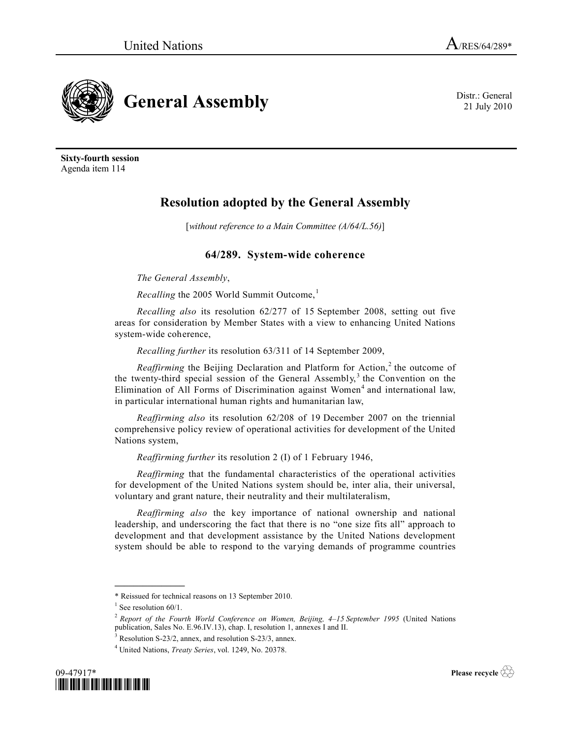United Nations A/RES/64/289*

# General Assembly

Distr.: General
21 July 2010

**Sixty-fourth session**
Agenda item 114

## Resolution adopted by the General Assembly

[*without reference to a Main Committee (A/64/L.56)*]

### 64/289. System-wide coherence

*The General Assembly*,

*Recalling* the 2005 World Summit Outcome,[1]

*Recalling also* its resolution 62/277 of 15 September 2008, setting out five areas for consideration by Member States with a view to enhancing United Nations system-wide coherence,

*Recalling further* its resolution 63/311 of 14 September 2009,

*Reaffirming* the Beijing Declaration and Platform for Action,[2] the outcome of the twenty-third special session of the General Assembly,[3] the Convention on the Elimination of All Forms of Discrimination against Women[4] and international law, in particular international human rights and humanitarian law,

*Reaffirming also* its resolution 62/208 of 19 December 2007 on the triennial comprehensive policy review of operational activities for development of the United Nations system,

*Reaffirming further* its resolution 2 (I) of 1 February 1946,

*Reaffirming* that the fundamental characteristics of the operational activities for development of the United Nations system should be, inter alia, their universal, voluntary and grant nature, their neutrality and their multilateralism,

*Reaffirming also* the key importance of national ownership and national leadership, and underscoring the fact that there is no "one size fits all" approach to development and that development assistance by the United Nations development system should be able to respond to the varying demands of programme countries

---

\* Reissued for technical reasons on 13 September 2010.

[1] See resolution 60/1.

[2] *Report of the Fourth World Conference on Women, Beijing, 4–15 September 1995* (United Nations publication, Sales No. E.96.IV.13), chap. I, resolution 1, annexes I and II.

[3] Resolution S-23/2, annex, and resolution S-23/3, annex.

[4] United Nations, *Treaty Series*, vol. 1249, No. 20378.

09-47917*

Please recycle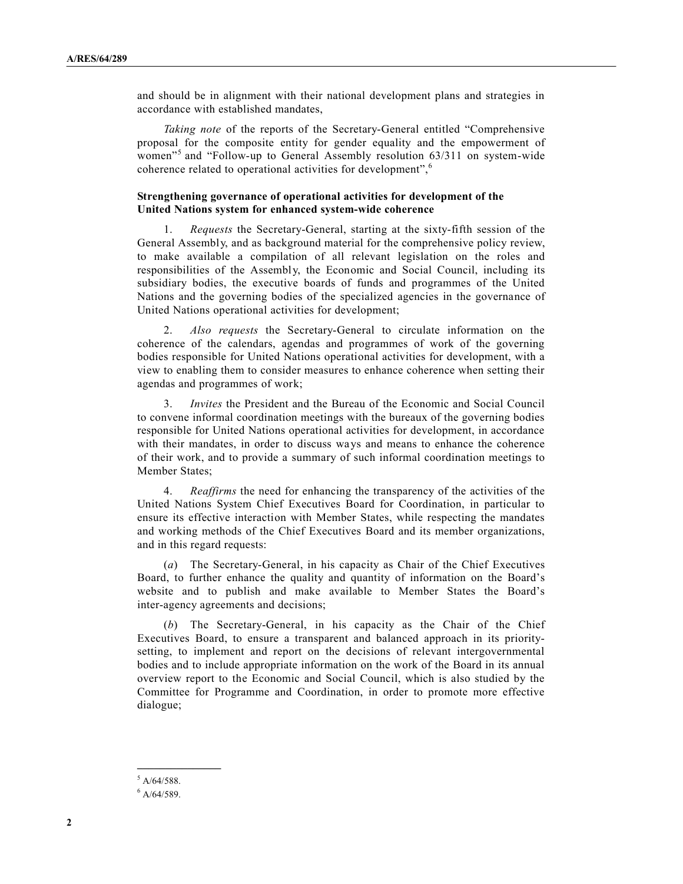and should be in alignment with their national development plans and strategies in accordance with established mandates,

*Taking note* of the reports of the Secretary-General entitled "Comprehensive proposal for the composite entity for gender equality and the empowerment of women"[5] and "Follow-up to General Assembly resolution 63/311 on system-wide coherence related to operational activities for development",[6]

**Strengthening governance of operational activities for development of the United Nations system for enhanced system-wide coherence**

1. *Requests* the Secretary-General, starting at the sixty-fifth session of the General Assembly, and as background material for the comprehensive policy review, to make available a compilation of all relevant legislation on the roles and responsibilities of the Assembly, the Economic and Social Council, including its subsidiary bodies, the executive boards of funds and programmes of the United Nations and the governing bodies of the specialized agencies in the governance of United Nations operational activities for development;

2. *Also requests* the Secretary-General to circulate information on the coherence of the calendars, agendas and programmes of work of the governing bodies responsible for United Nations operational activities for development, with a view to enabling them to consider measures to enhance coherence when setting their agendas and programmes of work;

3. *Invites* the President and the Bureau of the Economic and Social Council to convene informal coordination meetings with the bureaux of the governing bodies responsible for United Nations operational activities for development, in accordance with their mandates, in order to discuss ways and means to enhance the coherence of their work, and to provide a summary of such informal coordination meetings to Member States;

4. *Reaffirms* the need for enhancing the transparency of the activities of the United Nations System Chief Executives Board for Coordination, in particular to ensure its effective interaction with Member States, while respecting the mandates and working methods of the Chief Executives Board and its member organizations, and in this regard requests:

(*a*) The Secretary-General, in his capacity as Chair of the Chief Executives Board, to further enhance the quality and quantity of information on the Board's website and to publish and make available to Member States the Board's inter-agency agreements and decisions;

(*b*) The Secretary-General, in his capacity as the Chair of the Chief Executives Board, to ensure a transparent and balanced approach in its priority-setting, to implement and report on the decisions of relevant intergovernmental bodies and to include appropriate information on the work of the Board in its annual overview report to the Economic and Social Council, which is also studied by the Committee for Programme and Coordination, in order to promote more effective dialogue;

---

[5] A/64/588.

[6] A/64/589.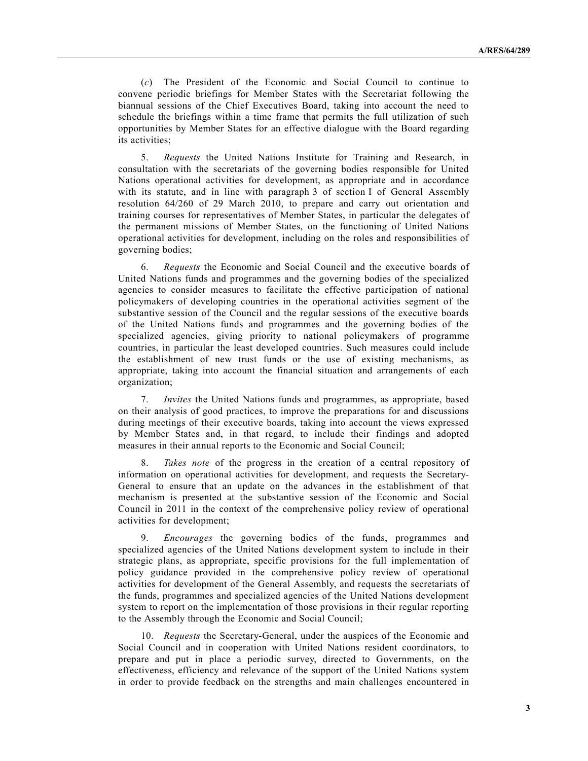(*c*) The President of the Economic and Social Council to continue to convene periodic briefings for Member States with the Secretariat following the biannual sessions of the Chief Executives Board, taking into account the need to schedule the briefings within a time frame that permits the full utilization of such opportunities by Member States for an effective dialogue with the Board regarding its activities;

5. *Requests* the United Nations Institute for Training and Research, in consultation with the secretariats of the governing bodies responsible for United Nations operational activities for development, as appropriate and in accordance with its statute, and in line with paragraph 3 of section I of General Assembly resolution 64/260 of 29 March 2010, to prepare and carry out orientation and training courses for representatives of Member States, in particular the delegates of the permanent missions of Member States, on the functioning of United Nations operational activities for development, including on the roles and responsibilities of governing bodies;

6. *Requests* the Economic and Social Council and the executive boards of United Nations funds and programmes and the governing bodies of the specialized agencies to consider measures to facilitate the effective participation of national policymakers of developing countries in the operational activities segment of the substantive session of the Council and the regular sessions of the executive boards of the United Nations funds and programmes and the governing bodies of the specialized agencies, giving priority to national policymakers of programme countries, in particular the least developed countries. Such measures could include the establishment of new trust funds or the use of existing mechanisms, as appropriate, taking into account the financial situation and arrangements of each organization;

7. *Invites* the United Nations funds and programmes, as appropriate, based on their analysis of good practices, to improve the preparations for and discussions during meetings of their executive boards, taking into account the views expressed by Member States and, in that regard, to include their findings and adopted measures in their annual reports to the Economic and Social Council;

8. *Takes note* of the progress in the creation of a central repository of information on operational activities for development, and requests the Secretary-General to ensure that an update on the advances in the establishment of that mechanism is presented at the substantive session of the Economic and Social Council in 2011 in the context of the comprehensive policy review of operational activities for development;

9. *Encourages* the governing bodies of the funds, programmes and specialized agencies of the United Nations development system to include in their strategic plans, as appropriate, specific provisions for the full implementation of policy guidance provided in the comprehensive policy review of operational activities for development of the General Assembly, and requests the secretariats of the funds, programmes and specialized agencies of the United Nations development system to report on the implementation of those provisions in their regular reporting to the Assembly through the Economic and Social Council;

10. *Requests* the Secretary-General, under the auspices of the Economic and Social Council and in cooperation with United Nations resident coordinators, to prepare and put in place a periodic survey, directed to Governments, on the effectiveness, efficiency and relevance of the support of the United Nations system in order to provide feedback on the strengths and main challenges encountered in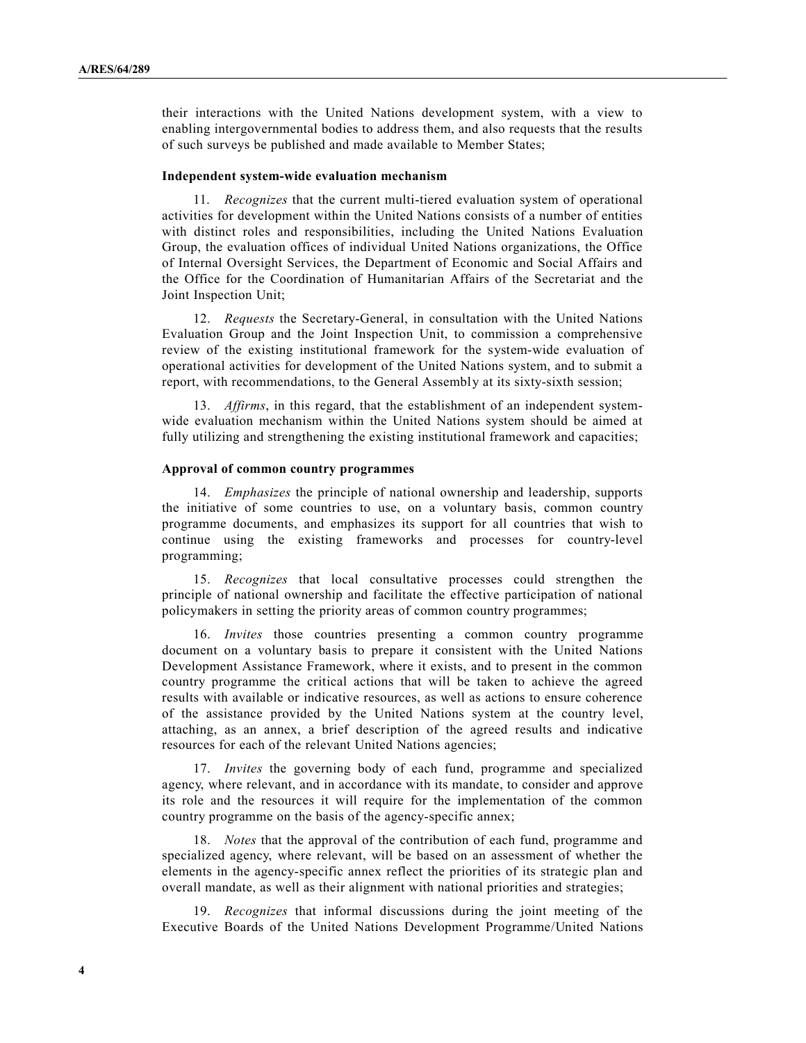their interactions with the United Nations development system, with a view to enabling intergovernmental bodies to address them, and also requests that the results of such surveys be published and made available to Member States;

**Independent system-wide evaluation mechanism**

11. *Recognizes* that the current multi-tiered evaluation system of operational activities for development within the United Nations consists of a number of entities with distinct roles and responsibilities, including the United Nations Evaluation Group, the evaluation offices of individual United Nations organizations, the Office of Internal Oversight Services, the Department of Economic and Social Affairs and the Office for the Coordination of Humanitarian Affairs of the Secretariat and the Joint Inspection Unit;

12. *Requests* the Secretary-General, in consultation with the United Nations Evaluation Group and the Joint Inspection Unit, to commission a comprehensive review of the existing institutional framework for the system-wide evaluation of operational activities for development of the United Nations system, and to submit a report, with recommendations, to the General Assembly at its sixty-sixth session;

13. *Affirms*, in this regard, that the establishment of an independent system-wide evaluation mechanism within the United Nations system should be aimed at fully utilizing and strengthening the existing institutional framework and capacities;

**Approval of common country programmes**

14. *Emphasizes* the principle of national ownership and leadership, supports the initiative of some countries to use, on a voluntary basis, common country programme documents, and emphasizes its support for all countries that wish to continue using the existing frameworks and processes for country-level programming;

15. *Recognizes* that local consultative processes could strengthen the principle of national ownership and facilitate the effective participation of national policymakers in setting the priority areas of common country programmes;

16. *Invites* those countries presenting a common country programme document on a voluntary basis to prepare it consistent with the United Nations Development Assistance Framework, where it exists, and to present in the common country programme the critical actions that will be taken to achieve the agreed results with available or indicative resources, as well as actions to ensure coherence of the assistance provided by the United Nations system at the country level, attaching, as an annex, a brief description of the agreed results and indicative resources for each of the relevant United Nations agencies;

17. *Invites* the governing body of each fund, programme and specialized agency, where relevant, and in accordance with its mandate, to consider and approve its role and the resources it will require for the implementation of the common country programme on the basis of the agency-specific annex;

18. *Notes* that the approval of the contribution of each fund, programme and specialized agency, where relevant, will be based on an assessment of whether the elements in the agency-specific annex reflect the priorities of its strategic plan and overall mandate, as well as their alignment with national priorities and strategies;

19. *Recognizes* that informal discussions during the joint meeting of the Executive Boards of the United Nations Development Programme/United Nations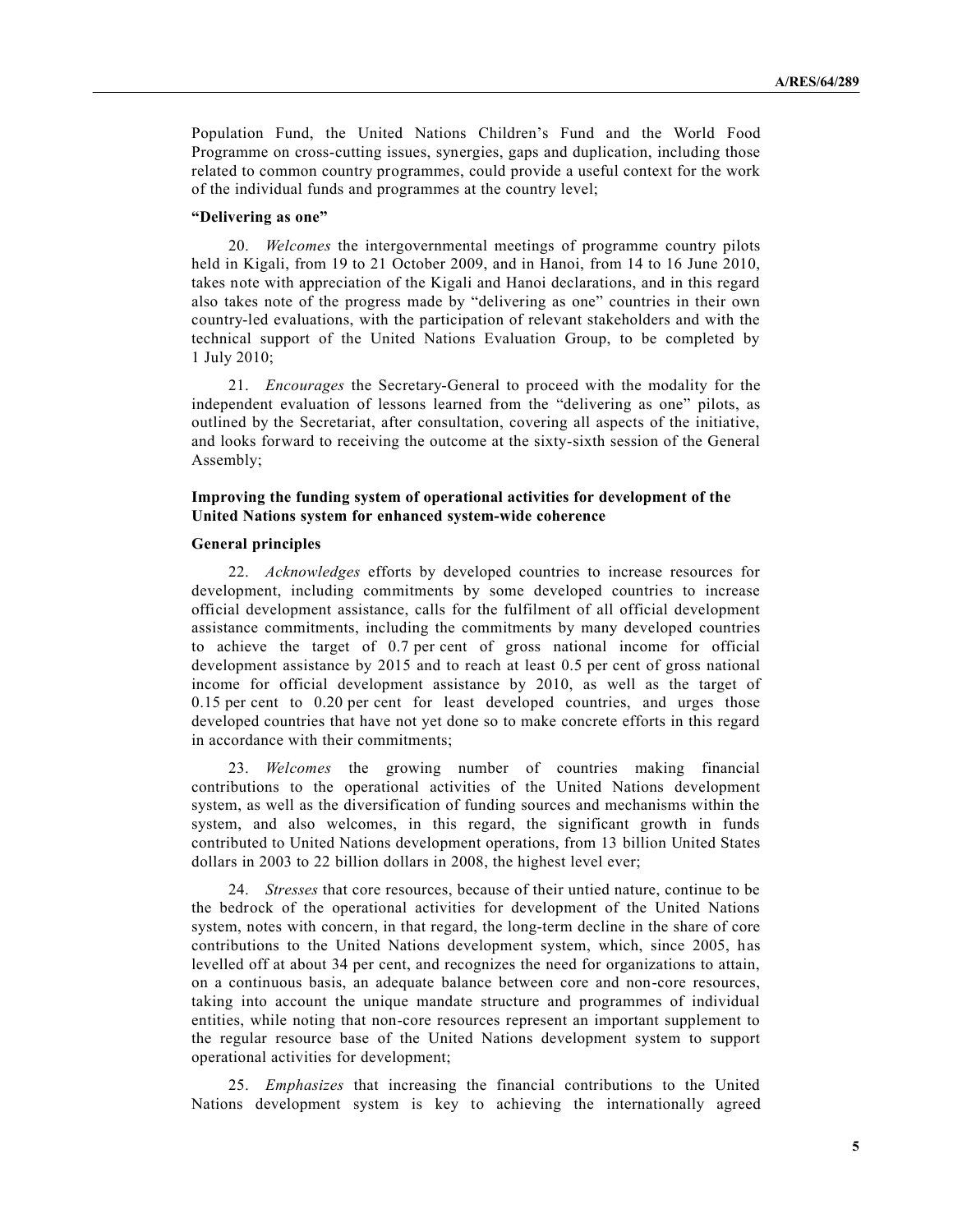Population Fund, the United Nations Children's Fund and the World Food Programme on cross-cutting issues, synergies, gaps and duplication, including those related to common country programmes, could provide a useful context for the work of the individual funds and programmes at the country level;

**"Delivering as one"**

20. *Welcomes* the intergovernmental meetings of programme country pilots held in Kigali, from 19 to 21 October 2009, and in Hanoi, from 14 to 16 June 2010, takes note with appreciation of the Kigali and Hanoi declarations, and in this regard also takes note of the progress made by "delivering as one" countries in their own country-led evaluations, with the participation of relevant stakeholders and with the technical support of the United Nations Evaluation Group, to be completed by 1 July 2010;

21. *Encourages* the Secretary-General to proceed with the modality for the independent evaluation of lessons learned from the "delivering as one" pilots, as outlined by the Secretariat, after consultation, covering all aspects of the initiative, and looks forward to receiving the outcome at the sixty-sixth session of the General Assembly;

**Improving the funding system of operational activities for development of the United Nations system for enhanced system-wide coherence**

**General principles**

22. *Acknowledges* efforts by developed countries to increase resources for development, including commitments by some developed countries to increase official development assistance, calls for the fulfilment of all official development assistance commitments, including the commitments by many developed countries to achieve the target of 0.7 per cent of gross national income for official development assistance by 2015 and to reach at least 0.5 per cent of gross national income for official development assistance by 2010, as well as the target of 0.15 per cent to 0.20 per cent for least developed countries, and urges those developed countries that have not yet done so to make concrete efforts in this regard in accordance with their commitments;

23. *Welcomes* the growing number of countries making financial contributions to the operational activities of the United Nations development system, as well as the diversification of funding sources and mechanisms within the system, and also welcomes, in this regard, the significant growth in funds contributed to United Nations development operations, from 13 billion United States dollars in 2003 to 22 billion dollars in 2008, the highest level ever;

24. *Stresses* that core resources, because of their untied nature, continue to be the bedrock of the operational activities for development of the United Nations system, notes with concern, in that regard, the long-term decline in the share of core contributions to the United Nations development system, which, since 2005, has levelled off at about 34 per cent, and recognizes the need for organizations to attain, on a continuous basis, an adequate balance between core and non-core resources, taking into account the unique mandate structure and programmes of individual entities, while noting that non-core resources represent an important supplement to the regular resource base of the United Nations development system to support operational activities for development;

25. *Emphasizes* that increasing the financial contributions to the United Nations development system is key to achieving the internationally agreed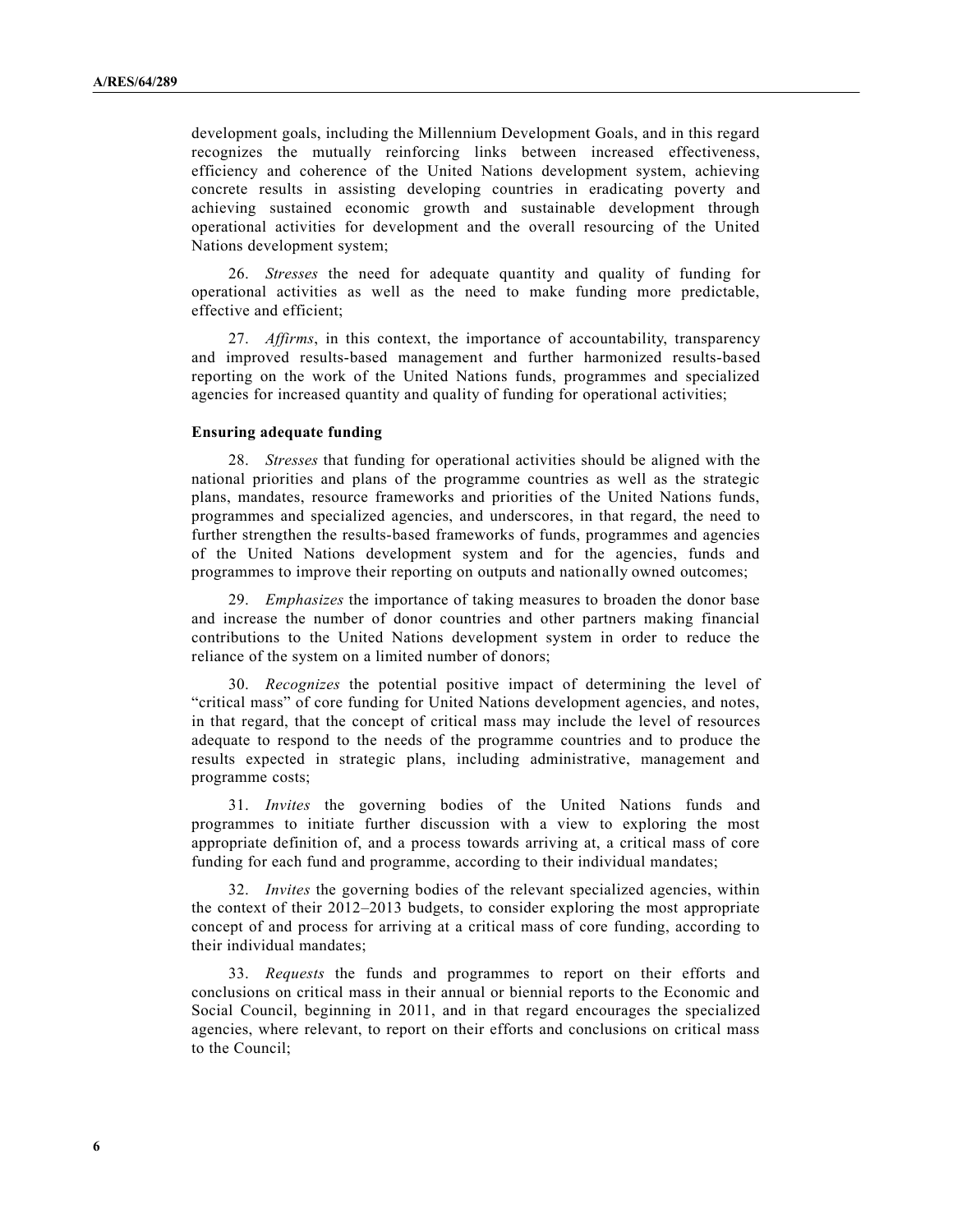development goals, including the Millennium Development Goals, and in this regard recognizes the mutually reinforcing links between increased effectiveness, efficiency and coherence of the United Nations development system, achieving concrete results in assisting developing countries in eradicating poverty and achieving sustained economic growth and sustainable development through operational activities for development and the overall resourcing of the United Nations development system;

26. *Stresses* the need for adequate quantity and quality of funding for operational activities as well as the need to make funding more predictable, effective and efficient;

27. *Affirms*, in this context, the importance of accountability, transparency and improved results-based management and further harmonized results-based reporting on the work of the United Nations funds, programmes and specialized agencies for increased quantity and quality of funding for operational activities;

**Ensuring adequate funding**

28. *Stresses* that funding for operational activities should be aligned with the national priorities and plans of the programme countries as well as the strategic plans, mandates, resource frameworks and priorities of the United Nations funds, programmes and specialized agencies, and underscores, in that regard, the need to further strengthen the results-based frameworks of funds, programmes and agencies of the United Nations development system and for the agencies, funds and programmes to improve their reporting on outputs and nationally owned outcomes;

29. *Emphasizes* the importance of taking measures to broaden the donor base and increase the number of donor countries and other partners making financial contributions to the United Nations development system in order to reduce the reliance of the system on a limited number of donors;

30. *Recognizes* the potential positive impact of determining the level of "critical mass" of core funding for United Nations development agencies, and notes, in that regard, that the concept of critical mass may include the level of resources adequate to respond to the needs of the programme countries and to produce the results expected in strategic plans, including administrative, management and programme costs;

31. *Invites* the governing bodies of the United Nations funds and programmes to initiate further discussion with a view to exploring the most appropriate definition of, and a process towards arriving at, a critical mass of core funding for each fund and programme, according to their individual mandates;

32. *Invites* the governing bodies of the relevant specialized agencies, within the context of their 2012–2013 budgets, to consider exploring the most appropriate concept of and process for arriving at a critical mass of core funding, according to their individual mandates;

33. *Requests* the funds and programmes to report on their efforts and conclusions on critical mass in their annual or biennial reports to the Economic and Social Council, beginning in 2011, and in that regard encourages the specialized agencies, where relevant, to report on their efforts and conclusions on critical mass to the Council;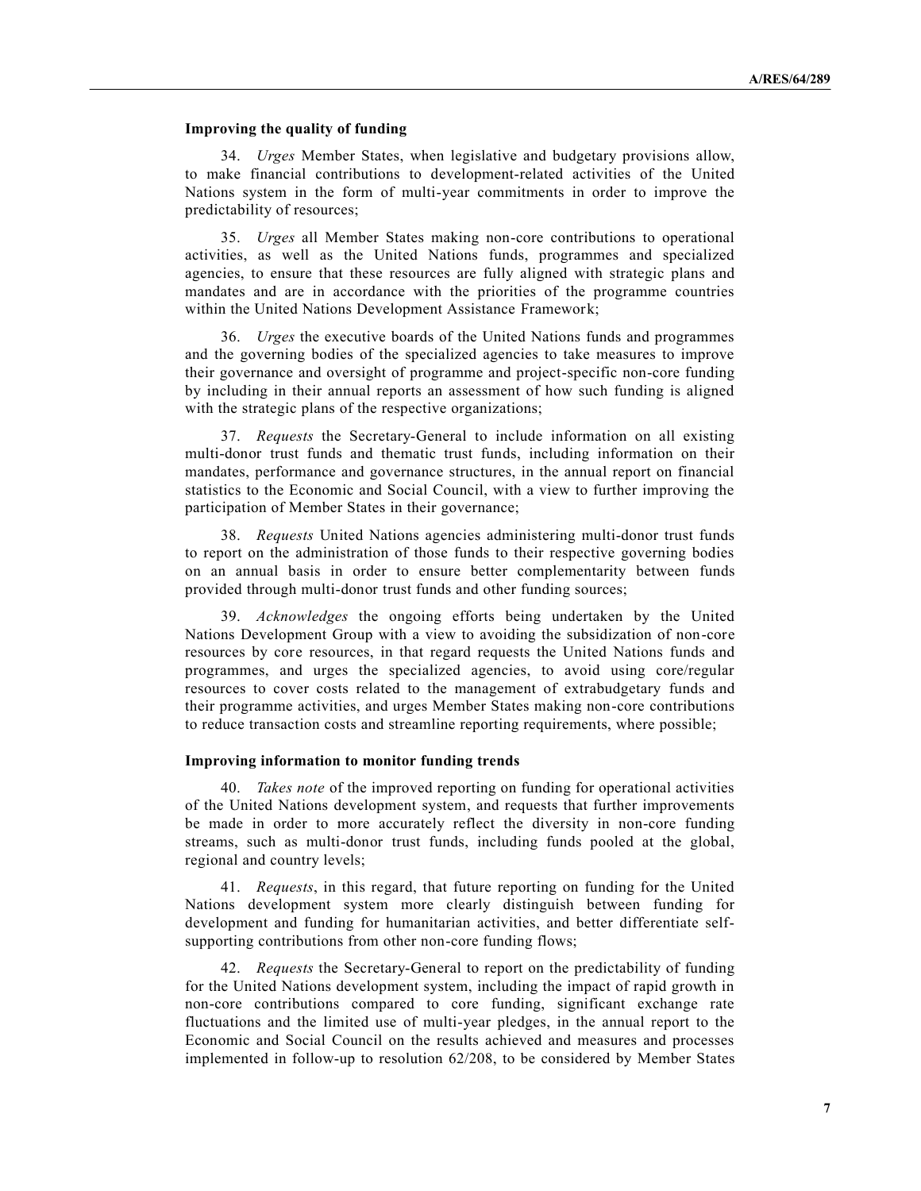**Improving the quality of funding**

34. *Urges* Member States, when legislative and budgetary provisions allow, to make financial contributions to development-related activities of the United Nations system in the form of multi-year commitments in order to improve the predictability of resources;

35. *Urges* all Member States making non-core contributions to operational activities, as well as the United Nations funds, programmes and specialized agencies, to ensure that these resources are fully aligned with strategic plans and mandates and are in accordance with the priorities of the programme countries within the United Nations Development Assistance Framework;

36. *Urges* the executive boards of the United Nations funds and programmes and the governing bodies of the specialized agencies to take measures to improve their governance and oversight of programme and project-specific non-core funding by including in their annual reports an assessment of how such funding is aligned with the strategic plans of the respective organizations;

37. *Requests* the Secretary-General to include information on all existing multi-donor trust funds and thematic trust funds, including information on their mandates, performance and governance structures, in the annual report on financial statistics to the Economic and Social Council, with a view to further improving the participation of Member States in their governance;

38. *Requests* United Nations agencies administering multi-donor trust funds to report on the administration of those funds to their respective governing bodies on an annual basis in order to ensure better complementarity between funds provided through multi-donor trust funds and other funding sources;

39. *Acknowledges* the ongoing efforts being undertaken by the United Nations Development Group with a view to avoiding the subsidization of non-core resources by core resources, in that regard requests the United Nations funds and programmes, and urges the specialized agencies, to avoid using core/regular resources to cover costs related to the management of extrabudgetary funds and their programme activities, and urges Member States making non-core contributions to reduce transaction costs and streamline reporting requirements, where possible;

**Improving information to monitor funding trends**

40. *Takes note* of the improved reporting on funding for operational activities of the United Nations development system, and requests that further improvements be made in order to more accurately reflect the diversity in non-core funding streams, such as multi-donor trust funds, including funds pooled at the global, regional and country levels;

41. *Requests*, in this regard, that future reporting on funding for the United Nations development system more clearly distinguish between funding for development and funding for humanitarian activities, and better differentiate self-supporting contributions from other non-core funding flows;

42. *Requests* the Secretary-General to report on the predictability of funding for the United Nations development system, including the impact of rapid growth in non-core contributions compared to core funding, significant exchange rate fluctuations and the limited use of multi-year pledges, in the annual report to the Economic and Social Council on the results achieved and measures and processes implemented in follow-up to resolution 62/208, to be considered by Member States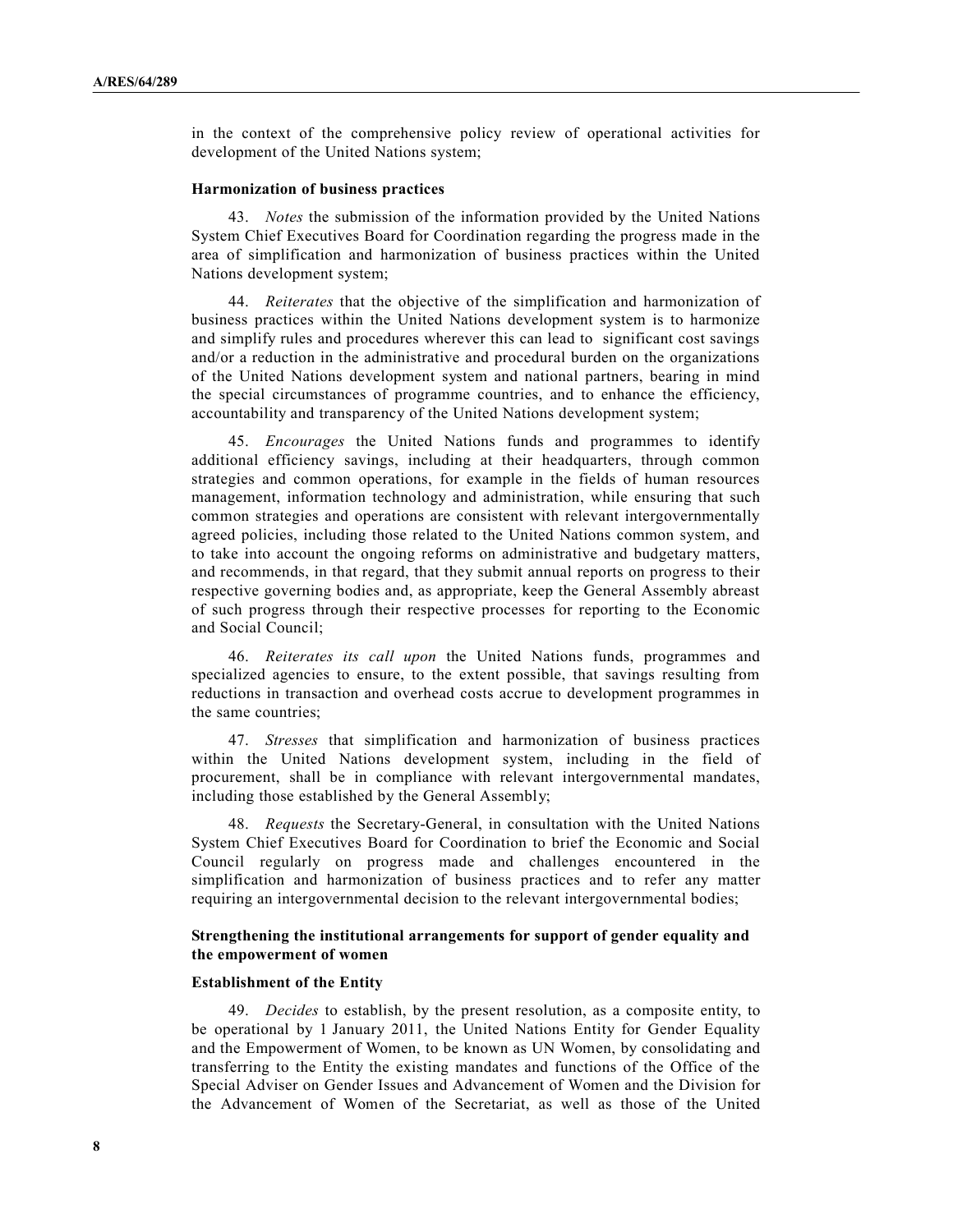in the context of the comprehensive policy review of operational activities for development of the United Nations system;

**Harmonization of business practices**

43. *Notes* the submission of the information provided by the United Nations System Chief Executives Board for Coordination regarding the progress made in the area of simplification and harmonization of business practices within the United Nations development system;

44. *Reiterates* that the objective of the simplification and harmonization of business practices within the United Nations development system is to harmonize and simplify rules and procedures wherever this can lead to significant cost savings and/or a reduction in the administrative and procedural burden on the organizations of the United Nations development system and national partners, bearing in mind the special circumstances of programme countries, and to enhance the efficiency, accountability and transparency of the United Nations development system;

45. *Encourages* the United Nations funds and programmes to identify additional efficiency savings, including at their headquarters, through common strategies and common operations, for example in the fields of human resources management, information technology and administration, while ensuring that such common strategies and operations are consistent with relevant intergovernmentally agreed policies, including those related to the United Nations common system, and to take into account the ongoing reforms on administrative and budgetary matters, and recommends, in that regard, that they submit annual reports on progress to their respective governing bodies and, as appropriate, keep the General Assembly abreast of such progress through their respective processes for reporting to the Economic and Social Council;

46. *Reiterates its call upon* the United Nations funds, programmes and specialized agencies to ensure, to the extent possible, that savings resulting from reductions in transaction and overhead costs accrue to development programmes in the same countries;

47. *Stresses* that simplification and harmonization of business practices within the United Nations development system, including in the field of procurement, shall be in compliance with relevant intergovernmental mandates, including those established by the General Assembly;

48. *Requests* the Secretary-General, in consultation with the United Nations System Chief Executives Board for Coordination to brief the Economic and Social Council regularly on progress made and challenges encountered in the simplification and harmonization of business practices and to refer any matter requiring an intergovernmental decision to the relevant intergovernmental bodies;

**Strengthening the institutional arrangements for support of gender equality and the empowerment of women**

**Establishment of the Entity**

49. *Decides* to establish, by the present resolution, as a composite entity, to be operational by 1 January 2011, the United Nations Entity for Gender Equality and the Empowerment of Women, to be known as UN Women, by consolidating and transferring to the Entity the existing mandates and functions of the Office of the Special Adviser on Gender Issues and Advancement of Women and the Division for the Advancement of Women of the Secretariat, as well as those of the United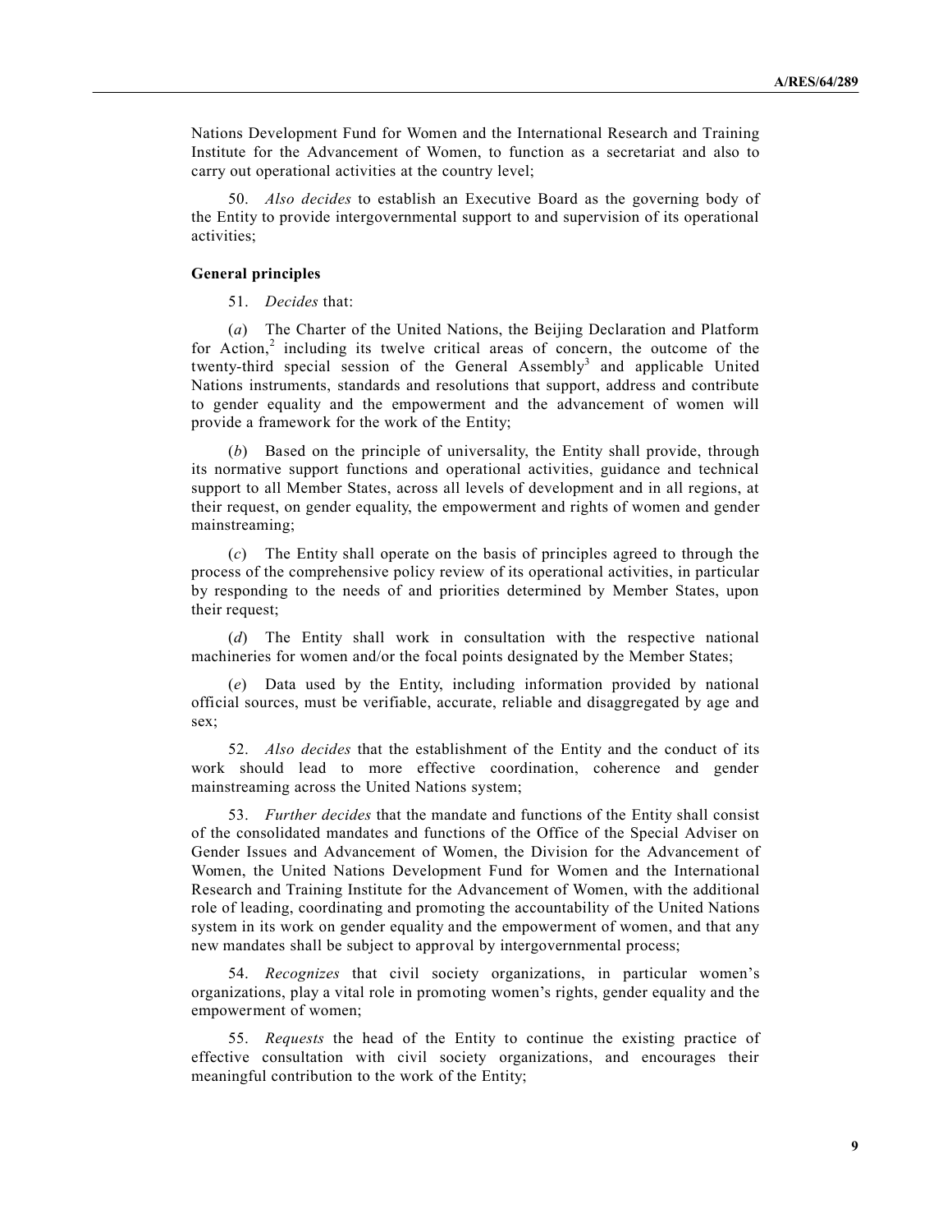Nations Development Fund for Women and the International Research and Training Institute for the Advancement of Women, to function as a secretariat and also to carry out operational activities at the country level;

50. *Also decides* to establish an Executive Board as the governing body of the Entity to provide intergovernmental support to and supervision of its operational activities;

**General principles**

51. *Decides* that:

(*a*) The Charter of the United Nations, the Beijing Declaration and Platform for Action,[2] including its twelve critical areas of concern, the outcome of the twenty-third special session of the General Assembly[3] and applicable United Nations instruments, standards and resolutions that support, address and contribute to gender equality and the empowerment and the advancement of women will provide a framework for the work of the Entity;

(*b*) Based on the principle of universality, the Entity shall provide, through its normative support functions and operational activities, guidance and technical support to all Member States, across all levels of development and in all regions, at their request, on gender equality, the empowerment and rights of women and gender mainstreaming;

(*c*) The Entity shall operate on the basis of principles agreed to through the process of the comprehensive policy review of its operational activities, in particular by responding to the needs of and priorities determined by Member States, upon their request;

(*d*) The Entity shall work in consultation with the respective national machineries for women and/or the focal points designated by the Member States;

(*e*) Data used by the Entity, including information provided by national official sources, must be verifiable, accurate, reliable and disaggregated by age and sex;

52. *Also decides* that the establishment of the Entity and the conduct of its work should lead to more effective coordination, coherence and gender mainstreaming across the United Nations system;

53. *Further decides* that the mandate and functions of the Entity shall consist of the consolidated mandates and functions of the Office of the Special Adviser on Gender Issues and Advancement of Women, the Division for the Advancement of Women, the United Nations Development Fund for Women and the International Research and Training Institute for the Advancement of Women, with the additional role of leading, coordinating and promoting the accountability of the United Nations system in its work on gender equality and the empowerment of women, and that any new mandates shall be subject to approval by intergovernmental process;

54. *Recognizes* that civil society organizations, in particular women's organizations, play a vital role in promoting women's rights, gender equality and the empowerment of women;

55. *Requests* the head of the Entity to continue the existing practice of effective consultation with civil society organizations, and encourages their meaningful contribution to the work of the Entity;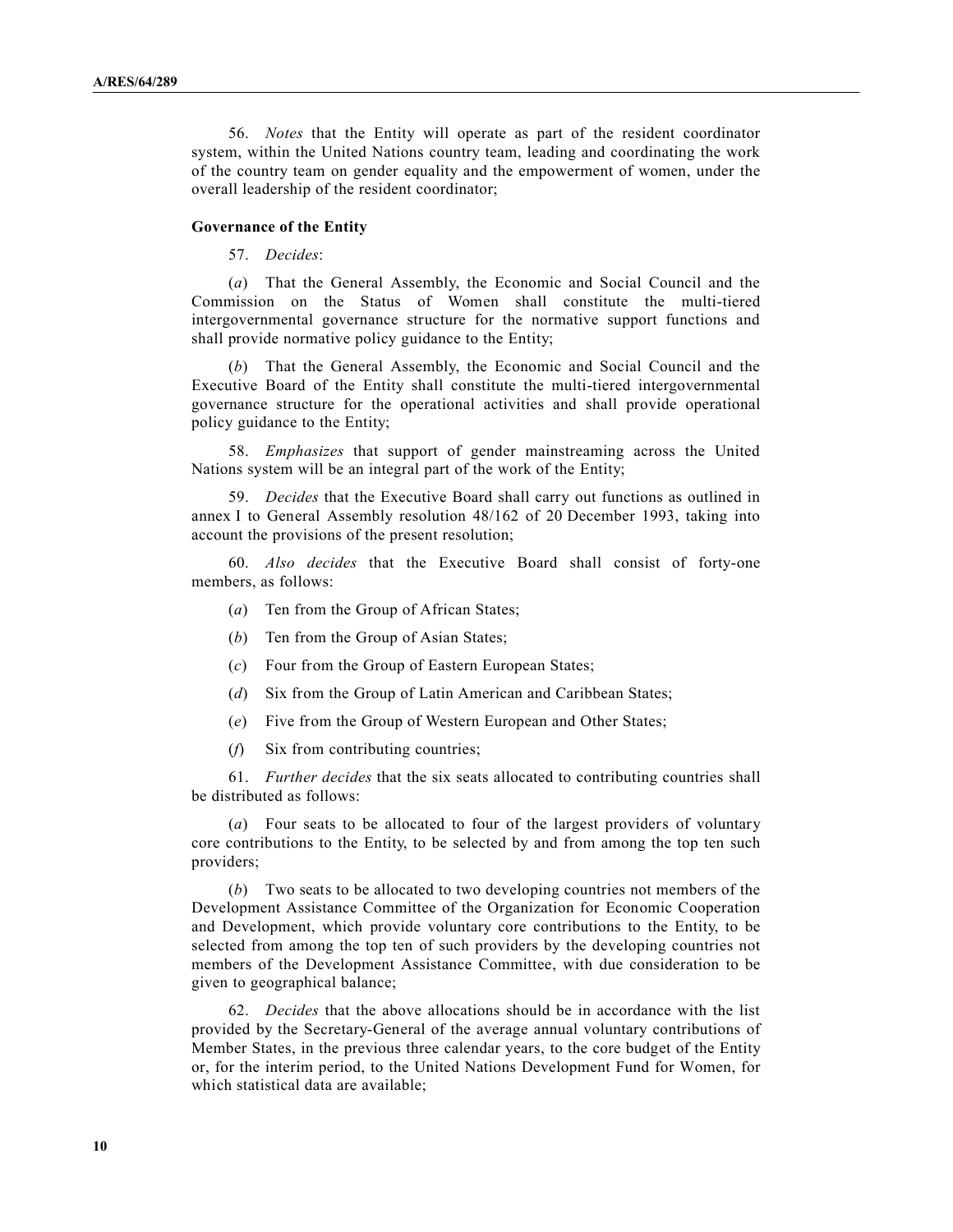56. *Notes* that the Entity will operate as part of the resident coordinator system, within the United Nations country team, leading and coordinating the work of the country team on gender equality and the empowerment of women, under the overall leadership of the resident coordinator;

**Governance of the Entity**

57. *Decides*:

(*a*) That the General Assembly, the Economic and Social Council and the Commission on the Status of Women shall constitute the multi-tiered intergovernmental governance structure for the normative support functions and shall provide normative policy guidance to the Entity;

(*b*) That the General Assembly, the Economic and Social Council and the Executive Board of the Entity shall constitute the multi-tiered intergovernmental governance structure for the operational activities and shall provide operational policy guidance to the Entity;

58. *Emphasizes* that support of gender mainstreaming across the United Nations system will be an integral part of the work of the Entity;

59. *Decides* that the Executive Board shall carry out functions as outlined in annex I to General Assembly resolution 48/162 of 20 December 1993, taking into account the provisions of the present resolution;

60. *Also decides* that the Executive Board shall consist of forty-one members, as follows:

(*a*) Ten from the Group of African States;

(*b*) Ten from the Group of Asian States;

(*c*) Four from the Group of Eastern European States;

(*d*) Six from the Group of Latin American and Caribbean States;

(*e*) Five from the Group of Western European and Other States;

(*f*) Six from contributing countries;

61. *Further decides* that the six seats allocated to contributing countries shall be distributed as follows:

(*a*) Four seats to be allocated to four of the largest providers of voluntary core contributions to the Entity, to be selected by and from among the top ten such providers;

(*b*) Two seats to be allocated to two developing countries not members of the Development Assistance Committee of the Organization for Economic Cooperation and Development, which provide voluntary core contributions to the Entity, to be selected from among the top ten of such providers by the developing countries not members of the Development Assistance Committee, with due consideration to be given to geographical balance;

62. *Decides* that the above allocations should be in accordance with the list provided by the Secretary-General of the average annual voluntary contributions of Member States, in the previous three calendar years, to the core budget of the Entity or, for the interim period, to the United Nations Development Fund for Women, for which statistical data are available;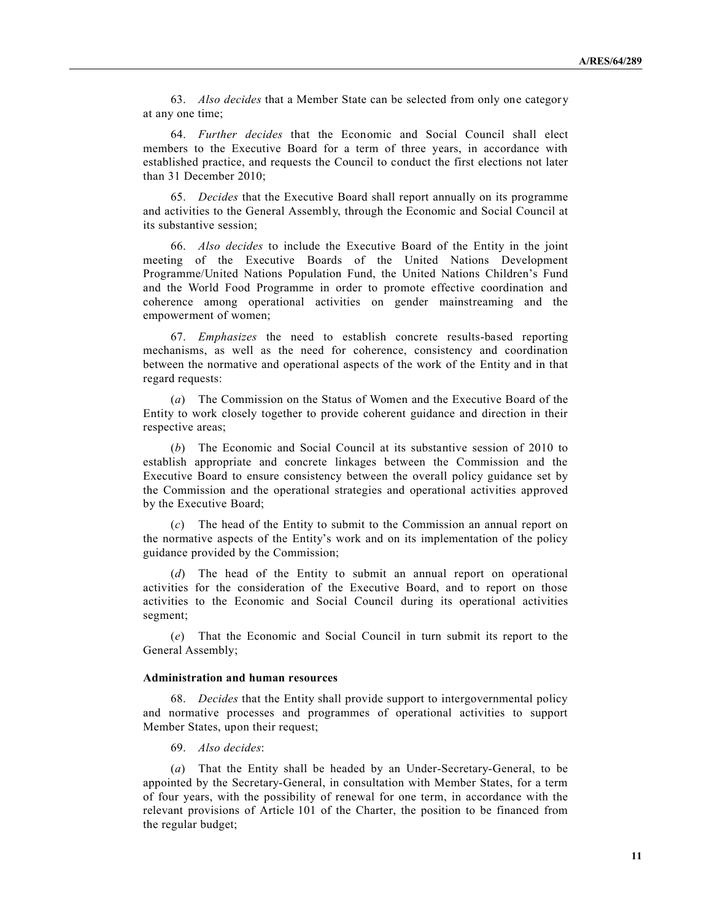63. *Also decides* that a Member State can be selected from only one category at any one time;

64. *Further decides* that the Economic and Social Council shall elect members to the Executive Board for a term of three years, in accordance with established practice, and requests the Council to conduct the first elections not later than 31 December 2010;

65. *Decides* that the Executive Board shall report annually on its programme and activities to the General Assembly, through the Economic and Social Council at its substantive session;

66. *Also decides* to include the Executive Board of the Entity in the joint meeting of the Executive Boards of the United Nations Development Programme/United Nations Population Fund, the United Nations Children's Fund and the World Food Programme in order to promote effective coordination and coherence among operational activities on gender mainstreaming and the empowerment of women;

67. *Emphasizes* the need to establish concrete results-based reporting mechanisms, as well as the need for coherence, consistency and coordination between the normative and operational aspects of the work of the Entity and in that regard requests:

(*a*) The Commission on the Status of Women and the Executive Board of the Entity to work closely together to provide coherent guidance and direction in their respective areas;

(*b*) The Economic and Social Council at its substantive session of 2010 to establish appropriate and concrete linkages between the Commission and the Executive Board to ensure consistency between the overall policy guidance set by the Commission and the operational strategies and operational activities approved by the Executive Board;

(*c*) The head of the Entity to submit to the Commission an annual report on the normative aspects of the Entity's work and on its implementation of the policy guidance provided by the Commission;

(*d*) The head of the Entity to submit an annual report on operational activities for the consideration of the Executive Board, and to report on those activities to the Economic and Social Council during its operational activities segment;

(*e*) That the Economic and Social Council in turn submit its report to the General Assembly;

**Administration and human resources**

68. *Decides* that the Entity shall provide support to intergovernmental policy and normative processes and programmes of operational activities to support Member States, upon their request;

69. *Also decides*:

(*a*) That the Entity shall be headed by an Under-Secretary-General, to be appointed by the Secretary-General, in consultation with Member States, for a term of four years, with the possibility of renewal for one term, in accordance with the relevant provisions of Article 101 of the Charter, the position to be financed from the regular budget;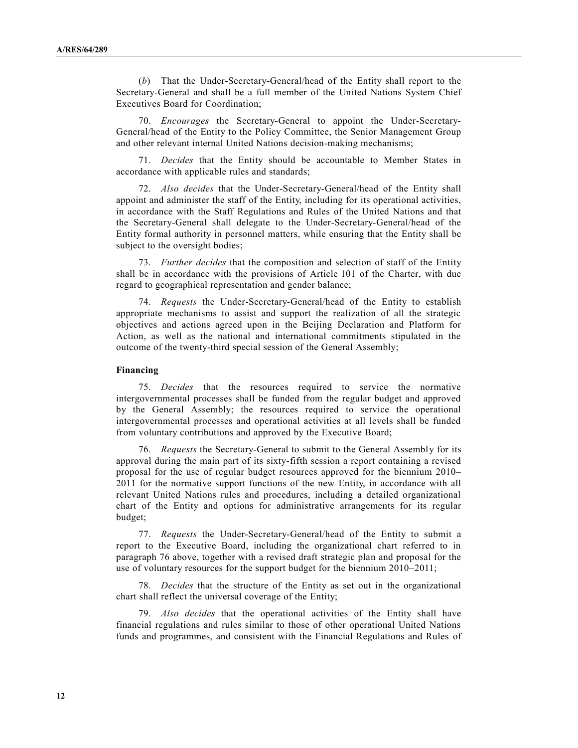(*b*) That the Under-Secretary-General/head of the Entity shall report to the Secretary-General and shall be a full member of the United Nations System Chief Executives Board for Coordination;

70. *Encourages* the Secretary-General to appoint the Under-Secretary-General/head of the Entity to the Policy Committee, the Senior Management Group and other relevant internal United Nations decision-making mechanisms;

71. *Decides* that the Entity should be accountable to Member States in accordance with applicable rules and standards;

72. *Also decides* that the Under-Secretary-General/head of the Entity shall appoint and administer the staff of the Entity, including for its operational activities, in accordance with the Staff Regulations and Rules of the United Nations and that the Secretary-General shall delegate to the Under-Secretary-General/head of the Entity formal authority in personnel matters, while ensuring that the Entity shall be subject to the oversight bodies;

73. *Further decides* that the composition and selection of staff of the Entity shall be in accordance with the provisions of Article 101 of the Charter, with due regard to geographical representation and gender balance;

74. *Requests* the Under-Secretary-General/head of the Entity to establish appropriate mechanisms to assist and support the realization of all the strategic objectives and actions agreed upon in the Beijing Declaration and Platform for Action, as well as the national and international commitments stipulated in the outcome of the twenty-third special session of the General Assembly;

**Financing**

75. *Decides* that the resources required to service the normative intergovernmental processes shall be funded from the regular budget and approved by the General Assembly; the resources required to service the operational intergovernmental processes and operational activities at all levels shall be funded from voluntary contributions and approved by the Executive Board;

76. *Requests* the Secretary-General to submit to the General Assembly for its approval during the main part of its sixty-fifth session a report containing a revised proposal for the use of regular budget resources approved for the biennium 2010–2011 for the normative support functions of the new Entity, in accordance with all relevant United Nations rules and procedures, including a detailed organizational chart of the Entity and options for administrative arrangements for its regular budget;

77. *Requests* the Under-Secretary-General/head of the Entity to submit a report to the Executive Board, including the organizational chart referred to in paragraph 76 above, together with a revised draft strategic plan and proposal for the use of voluntary resources for the support budget for the biennium 2010–2011;

78. *Decides* that the structure of the Entity as set out in the organizational chart shall reflect the universal coverage of the Entity;

79. *Also decides* that the operational activities of the Entity shall have financial regulations and rules similar to those of other operational United Nations funds and programmes, and consistent with the Financial Regulations and Rules of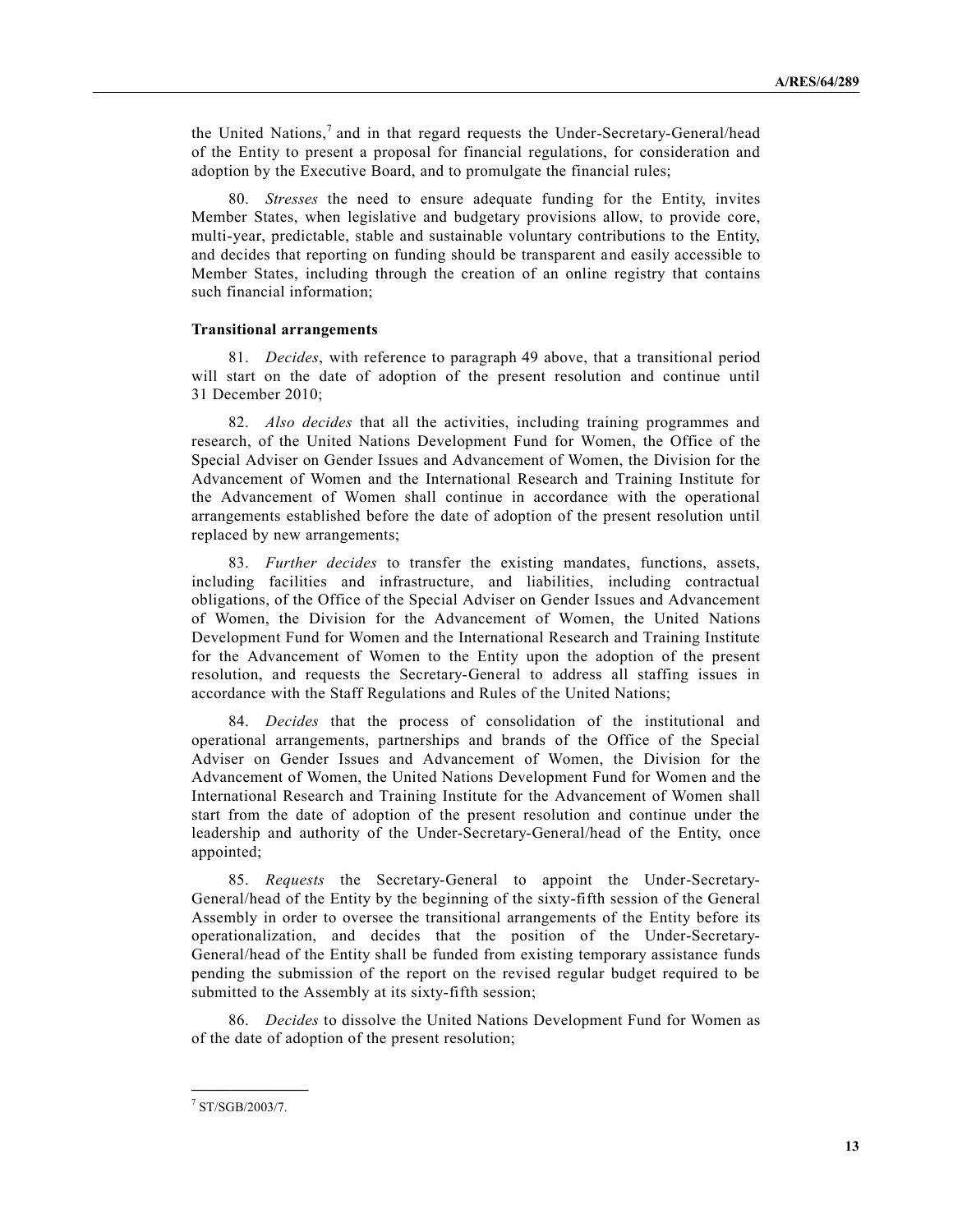the United Nations,[7] and in that regard requests the Under-Secretary-General/head of the Entity to present a proposal for financial regulations, for consideration and adoption by the Executive Board, and to promulgate the financial rules;

80. *Stresses* the need to ensure adequate funding for the Entity, invites Member States, when legislative and budgetary provisions allow, to provide core, multi-year, predictable, stable and sustainable voluntary contributions to the Entity, and decides that reporting on funding should be transparent and easily accessible to Member States, including through the creation of an online registry that contains such financial information;

**Transitional arrangements**

81. *Decides*, with reference to paragraph 49 above, that a transitional period will start on the date of adoption of the present resolution and continue until 31 December 2010;

82. *Also decides* that all the activities, including training programmes and research, of the United Nations Development Fund for Women, the Office of the Special Adviser on Gender Issues and Advancement of Women, the Division for the Advancement of Women and the International Research and Training Institute for the Advancement of Women shall continue in accordance with the operational arrangements established before the date of adoption of the present resolution until replaced by new arrangements;

83. *Further decides* to transfer the existing mandates, functions, assets, including facilities and infrastructure, and liabilities, including contractual obligations, of the Office of the Special Adviser on Gender Issues and Advancement of Women, the Division for the Advancement of Women, the United Nations Development Fund for Women and the International Research and Training Institute for the Advancement of Women to the Entity upon the adoption of the present resolution, and requests the Secretary-General to address all staffing issues in accordance with the Staff Regulations and Rules of the United Nations;

84. *Decides* that the process of consolidation of the institutional and operational arrangements, partnerships and brands of the Office of the Special Adviser on Gender Issues and Advancement of Women, the Division for the Advancement of Women, the United Nations Development Fund for Women and the International Research and Training Institute for the Advancement of Women shall start from the date of adoption of the present resolution and continue under the leadership and authority of the Under-Secretary-General/head of the Entity, once appointed;

85. *Requests* the Secretary-General to appoint the Under-Secretary-General/head of the Entity by the beginning of the sixty-fifth session of the General Assembly in order to oversee the transitional arrangements of the Entity before its operationalization, and decides that the position of the Under-Secretary-General/head of the Entity shall be funded from existing temporary assistance funds pending the submission of the report on the revised regular budget required to be submitted to the Assembly at its sixty-fifth session;

86. *Decides* to dissolve the United Nations Development Fund for Women as of the date of adoption of the present resolution;

---

[7] ST/SGB/2003/7.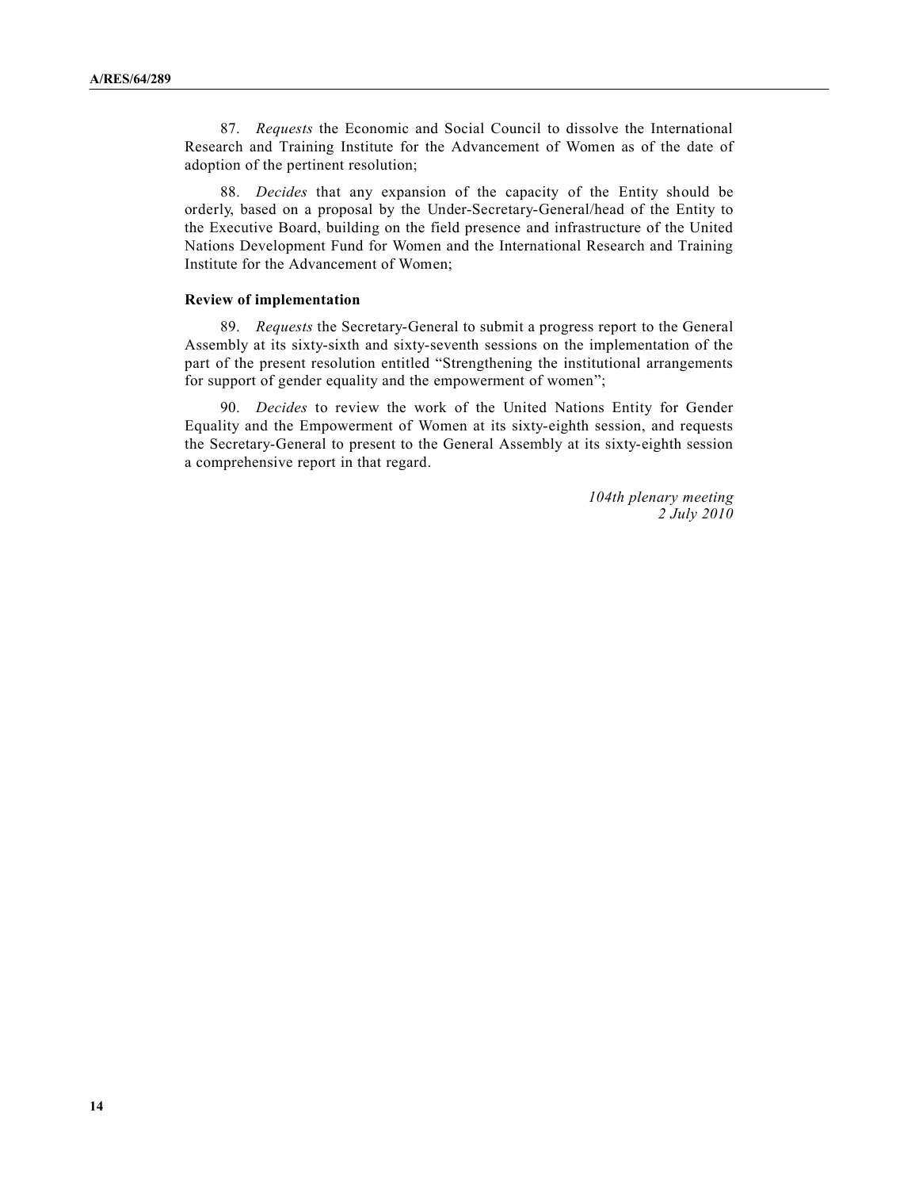87. *Requests* the Economic and Social Council to dissolve the International Research and Training Institute for the Advancement of Women as of the date of adoption of the pertinent resolution;

88. *Decides* that any expansion of the capacity of the Entity should be orderly, based on a proposal by the Under-Secretary-General/head of the Entity to the Executive Board, building on the field presence and infrastructure of the United Nations Development Fund for Women and the International Research and Training Institute for the Advancement of Women;

**Review of implementation**

89. *Requests* the Secretary-General to submit a progress report to the General Assembly at its sixty-sixth and sixty-seventh sessions on the implementation of the part of the present resolution entitled "Strengthening the institutional arrangements for support of gender equality and the empowerment of women";

90. *Decides* to review the work of the United Nations Entity for Gender Equality and the Empowerment of Women at its sixty-eighth session, and requests the Secretary-General to present to the General Assembly at its sixty-eighth session a comprehensive report in that regard.

*104th plenary meeting*
*2 July 2010*